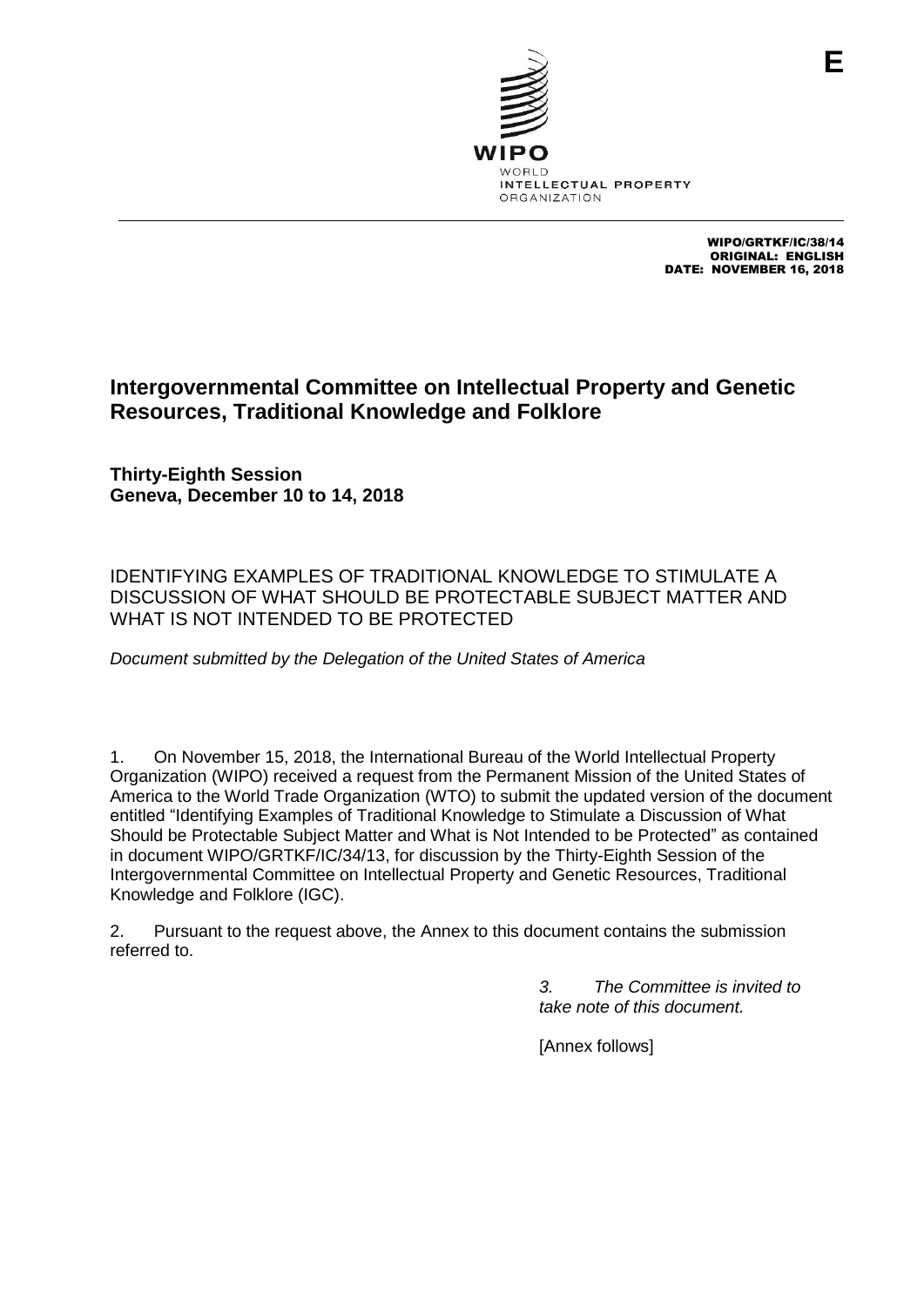E

WIPO
WORLD
INTELLECTUAL PROPERTY
ORGANIZATION

WIPO/GRTKF/IC/38/14
ORIGINAL: ENGLISH
DATE: NOVEMBER 16, 2018

# Intergovernmental Committee on Intellectual Property and Genetic Resources, Traditional Knowledge and Folklore

**Thirty-Eighth Session**
**Geneva, December 10 to 14, 2018**

## IDENTIFYING EXAMPLES OF TRADITIONAL KNOWLEDGE TO STIMULATE A DISCUSSION OF WHAT SHOULD BE PROTECTABLE SUBJECT MATTER AND WHAT IS NOT INTENDED TO BE PROTECTED

*Document submitted by the Delegation of the United States of America*

1. On November 15, 2018, the International Bureau of the World Intellectual Property Organization (WIPO) received a request from the Permanent Mission of the United States of America to the World Trade Organization (WTO) to submit the updated version of the document entitled "Identifying Examples of Traditional Knowledge to Stimulate a Discussion of What Should be Protectable Subject Matter and What is Not Intended to be Protected" as contained in document WIPO/GRTKF/IC/34/13, for discussion by the Thirty-Eighth Session of the Intergovernmental Committee on Intellectual Property and Genetic Resources, Traditional Knowledge and Folklore (IGC).

2. Pursuant to the request above, the Annex to this document contains the submission referred to.

*3. The Committee is invited to take note of this document.*

[Annex follows]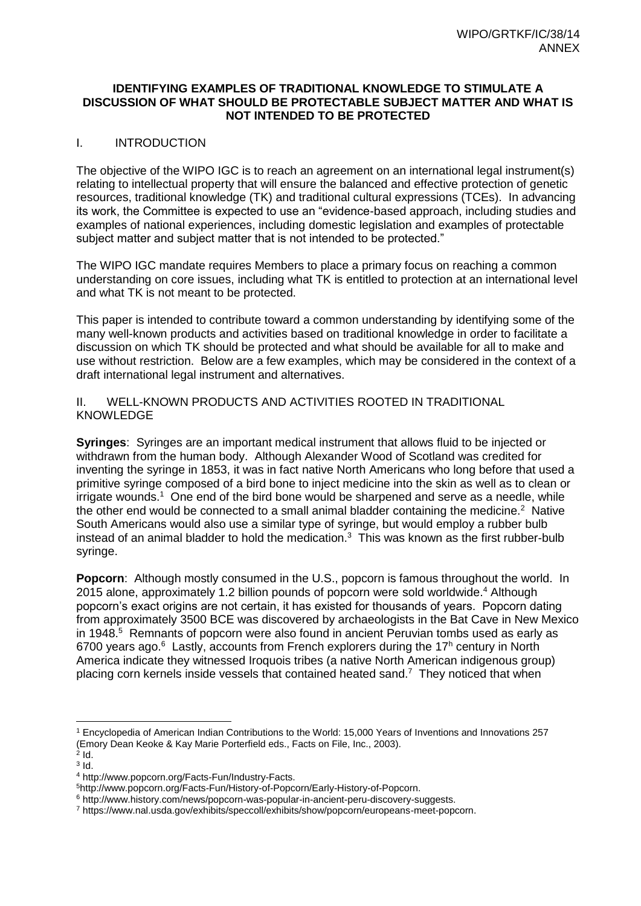**IDENTIFYING EXAMPLES OF TRADITIONAL KNOWLEDGE TO STIMULATE A DISCUSSION OF WHAT SHOULD BE PROTECTABLE SUBJECT MATTER AND WHAT IS NOT INTENDED TO BE PROTECTED**

## I. INTRODUCTION

The objective of the WIPO IGC is to reach an agreement on an international legal instrument(s) relating to intellectual property that will ensure the balanced and effective protection of genetic resources, traditional knowledge (TK) and traditional cultural expressions (TCEs). In advancing its work, the Committee is expected to use an "evidence-based approach, including studies and examples of national experiences, including domestic legislation and examples of protectable subject matter and subject matter that is not intended to be protected."

The WIPO IGC mandate requires Members to place a primary focus on reaching a common understanding on core issues, including what TK is entitled to protection at an international level and what TK is not meant to be protected.

This paper is intended to contribute toward a common understanding by identifying some of the many well-known products and activities based on traditional knowledge in order to facilitate a discussion on which TK should be protected and what should be available for all to make and use without restriction. Below are a few examples, which may be considered in the context of a draft international legal instrument and alternatives.

## II. WELL-KNOWN PRODUCTS AND ACTIVITIES ROOTED IN TRADITIONAL KNOWLEDGE

**Syringes**: Syringes are an important medical instrument that allows fluid to be injected or withdrawn from the human body. Although Alexander Wood of Scotland was credited for inventing the syringe in 1853, it was in fact native North Americans who long before that used a primitive syringe composed of a bird bone to inject medicine into the skin as well as to clean or irrigate wounds.[1] One end of the bird bone would be sharpened and serve as a needle, while the other end would be connected to a small animal bladder containing the medicine.[2] Native South Americans would also use a similar type of syringe, but would employ a rubber bulb instead of an animal bladder to hold the medication.[3] This was known as the first rubber-bulb syringe.

**Popcorn**: Although mostly consumed in the U.S., popcorn is famous throughout the world. In 2015 alone, approximately 1.2 billion pounds of popcorn were sold worldwide.[4] Although popcorn's exact origins are not certain, it has existed for thousands of years. Popcorn dating from approximately 3500 BCE was discovered by archaeologists in the Bat Cave in New Mexico in 1948.[5] Remnants of popcorn were also found in ancient Peruvian tombs used as early as 6700 years ago.[6] Lastly, accounts from French explorers during the 17h century in North America indicate they witnessed Iroquois tribes (a native North American indigenous group) placing corn kernels inside vessels that contained heated sand.[7] They noticed that when

---

[1] Encyclopedia of American Indian Contributions to the World: 15,000 Years of Inventions and Innovations 257 (Emory Dean Keoke & Kay Marie Porterfield eds., Facts on File, Inc., 2003).

[2] Id.

[3] Id.

[4] http://www.popcorn.org/Facts-Fun/Industry-Facts.

[5] http://www.popcorn.org/Facts-Fun/History-of-Popcorn/Early-History-of-Popcorn.

[6] http://www.history.com/news/popcorn-was-popular-in-ancient-peru-discovery-suggests.

[7] https://www.nal.usda.gov/exhibits/speccoll/exhibits/show/popcorn/europeans-meet-popcorn.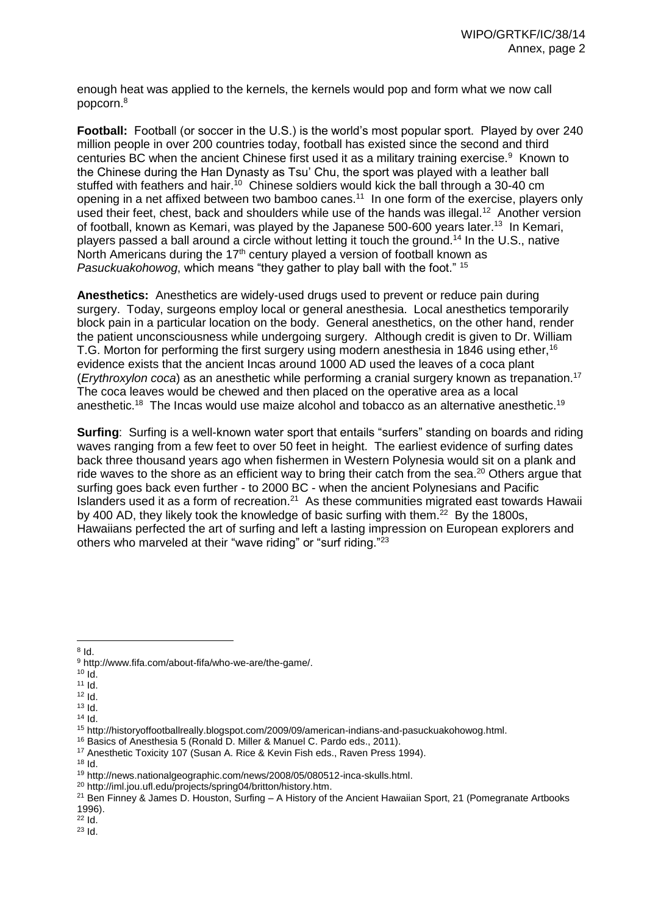enough heat was applied to the kernels, the kernels would pop and form what we now call popcorn.[8]

**Football:** Football (or soccer in the U.S.) is the world's most popular sport. Played by over 240 million people in over 200 countries today, football has existed since the second and third centuries BC when the ancient Chinese first used it as a military training exercise.[9] Known to the Chinese during the Han Dynasty as Tsu' Chu, the sport was played with a leather ball stuffed with feathers and hair.[10] Chinese soldiers would kick the ball through a 30-40 cm opening in a net affixed between two bamboo canes.[11] In one form of the exercise, players only used their feet, chest, back and shoulders while use of the hands was illegal.[12] Another version of football, known as Kemari, was played by the Japanese 500-600 years later.[13] In Kemari, players passed a ball around a circle without letting it touch the ground.[14] In the U.S., native North Americans during the 17th century played a version of football known as *Pasuckuakohowog*, which means "they gather to play ball with the foot." [15]

**Anesthetics:** Anesthetics are widely-used drugs used to prevent or reduce pain during surgery. Today, surgeons employ local or general anesthesia. Local anesthetics temporarily block pain in a particular location on the body. General anesthetics, on the other hand, render the patient unconsciousness while undergoing surgery. Although credit is given to Dr. William T.G. Morton for performing the first surgery using modern anesthesia in 1846 using ether,[16] evidence exists that the ancient Incas around 1000 AD used the leaves of a coca plant (*Erythroxylon coca*) as an anesthetic while performing a cranial surgery known as trepanation.[17] The coca leaves would be chewed and then placed on the operative area as a local anesthetic.[18] The Incas would use maize alcohol and tobacco as an alternative anesthetic.[19]

**Surfing**: Surfing is a well-known water sport that entails "surfers" standing on boards and riding waves ranging from a few feet to over 50 feet in height. The earliest evidence of surfing dates back three thousand years ago when fishermen in Western Polynesia would sit on a plank and ride waves to the shore as an efficient way to bring their catch from the sea.[20] Others argue that surfing goes back even further - to 2000 BC - when the ancient Polynesians and Pacific Islanders used it as a form of recreation.[21] As these communities migrated east towards Hawaii by 400 AD, they likely took the knowledge of basic surfing with them.[22] By the 1800s, Hawaiians perfected the art of surfing and left a lasting impression on European explorers and others who marveled at their "wave riding" or "surf riding."[23]

---

[8] Id.
[9] http://www.fifa.com/about-fifa/who-we-are/the-game/.
[10] Id.
[11] Id.
[12] Id.
[13] Id.
[14] Id.
[15] http://historyoffootballreally.blogspot.com/2009/09/american-indians-and-pasuckuakohowog.html.
[16] Basics of Anesthesia 5 (Ronald D. Miller & Manuel C. Pardo eds., 2011).
[17] Anesthetic Toxicity 107 (Susan A. Rice & Kevin Fish eds., Raven Press 1994).
[18] Id.
[19] http://news.nationalgeographic.com/news/2008/05/080512-inca-skulls.html.
[20] http://iml.jou.ufl.edu/projects/spring04/britton/history.htm.
[21] Ben Finney & James D. Houston, Surfing – A History of the Ancient Hawaiian Sport, 21 (Pomegranate Artbooks 1996).
[22] Id.
[23] Id.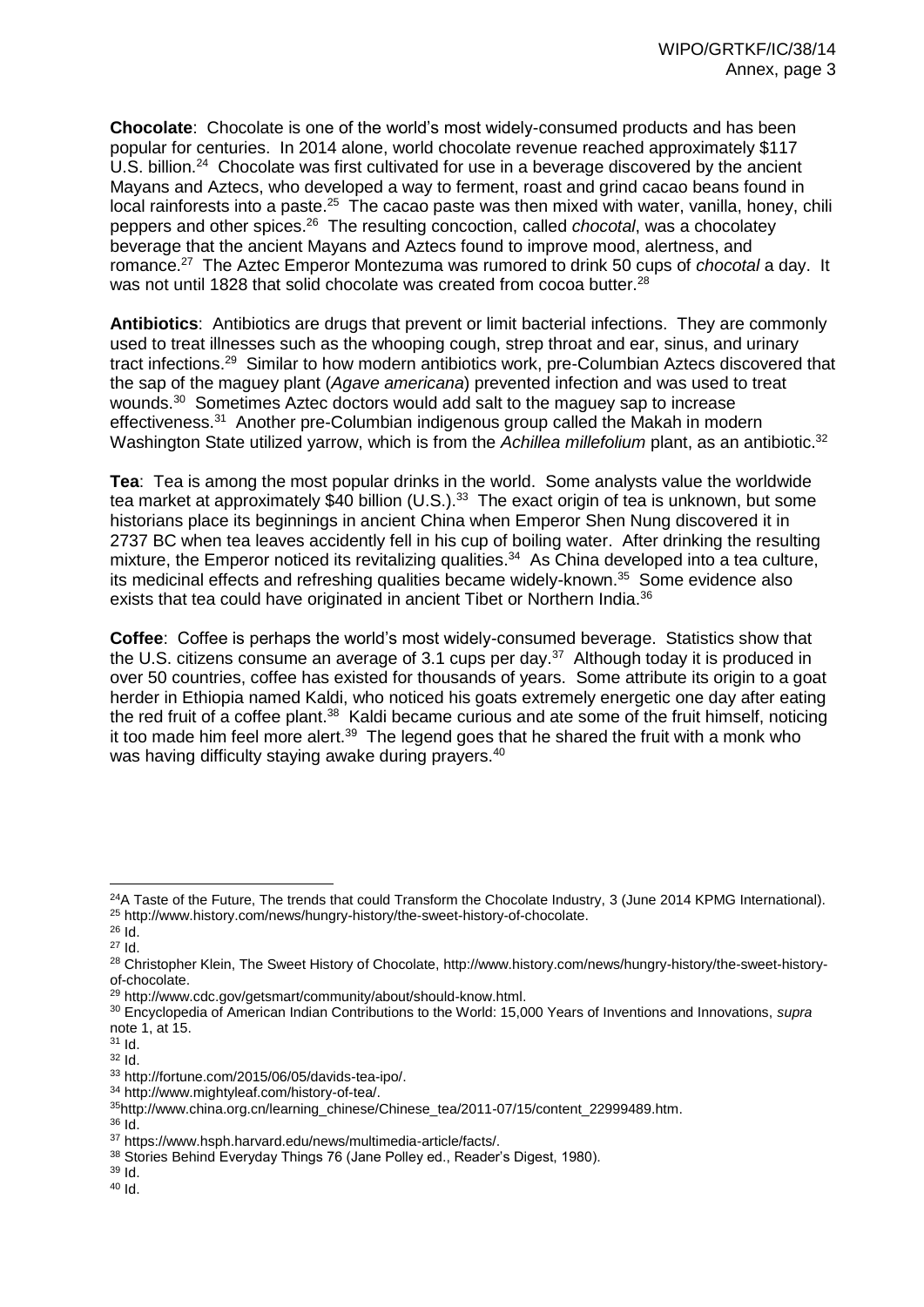**Chocolate**: Chocolate is one of the world's most widely-consumed products and has been popular for centuries. In 2014 alone, world chocolate revenue reached approximately $117 U.S. billion.[24] Chocolate was first cultivated for use in a beverage discovered by the ancient Mayans and Aztecs, who developed a way to ferment, roast and grind cacao beans found in local rainforests into a paste.[25] The cacao paste was then mixed with water, vanilla, honey, chili peppers and other spices.[26] The resulting concoction, called *chocotal*, was a chocolatey beverage that the ancient Mayans and Aztecs found to improve mood, alertness, and romance.[27] The Aztec Emperor Montezuma was rumored to drink 50 cups of *chocotal* a day. It was not until 1828 that solid chocolate was created from cocoa butter.[28]

**Antibiotics**: Antibiotics are drugs that prevent or limit bacterial infections. They are commonly used to treat illnesses such as the whooping cough, strep throat and ear, sinus, and urinary tract infections.[29] Similar to how modern antibiotics work, pre-Columbian Aztecs discovered that the sap of the maguey plant (*Agave americana*) prevented infection and was used to treat wounds.[30] Sometimes Aztec doctors would add salt to the maguey sap to increase effectiveness.[31] Another pre-Columbian indigenous group called the Makah in modern Washington State utilized yarrow, which is from the *Achillea millefolium* plant, as an antibiotic.[32]

**Tea**: Tea is among the most popular drinks in the world. Some analysts value the worldwide tea market at approximately $40 billion (U.S.).[33] The exact origin of tea is unknown, but some historians place its beginnings in ancient China when Emperor Shen Nung discovered it in 2737 BC when tea leaves accidently fell in his cup of boiling water. After drinking the resulting mixture, the Emperor noticed its revitalizing qualities.[34] As China developed into a tea culture, its medicinal effects and refreshing qualities became widely-known.[35] Some evidence also exists that tea could have originated in ancient Tibet or Northern India.[36]

**Coffee**: Coffee is perhaps the world's most widely-consumed beverage. Statistics show that the U.S. citizens consume an average of 3.1 cups per day.[37] Although today it is produced in over 50 countries, coffee has existed for thousands of years. Some attribute its origin to a goat herder in Ethiopia named Kaldi, who noticed his goats extremely energetic one day after eating the red fruit of a coffee plant.[38] Kaldi became curious and ate some of the fruit himself, noticing it too made him feel more alert.[39] The legend goes that he shared the fruit with a monk who was having difficulty staying awake during prayers.[40]

---

[24] A Taste of the Future, The trends that could Transform the Chocolate Industry, 3 (June 2014 KPMG International).

[25] http://www.history.com/news/hungry-history/the-sweet-history-of-chocolate.

[26] Id.

[27] Id.

[28] Christopher Klein, The Sweet History of Chocolate, http://www.history.com/news/hungry-history/the-sweet-history-of-chocolate.

[29] http://www.cdc.gov/getsmart/community/about/should-know.html.

[30] Encyclopedia of American Indian Contributions to the World: 15,000 Years of Inventions and Innovations, *supra* note 1, at 15.

[31] Id.

[32] Id.

[33] http://fortune.com/2015/06/05/davids-tea-ipo/.

[34] http://www.mightyleaf.com/history-of-tea/.

[35] http://www.china.org.cn/learning_chinese/Chinese_tea/2011-07/15/content_22999489.htm.

[36] Id.

[37] https://www.hsph.harvard.edu/news/multimedia-article/facts/.

[38] Stories Behind Everyday Things 76 (Jane Polley ed., Reader's Digest, 1980).

[39] Id.

[40] Id.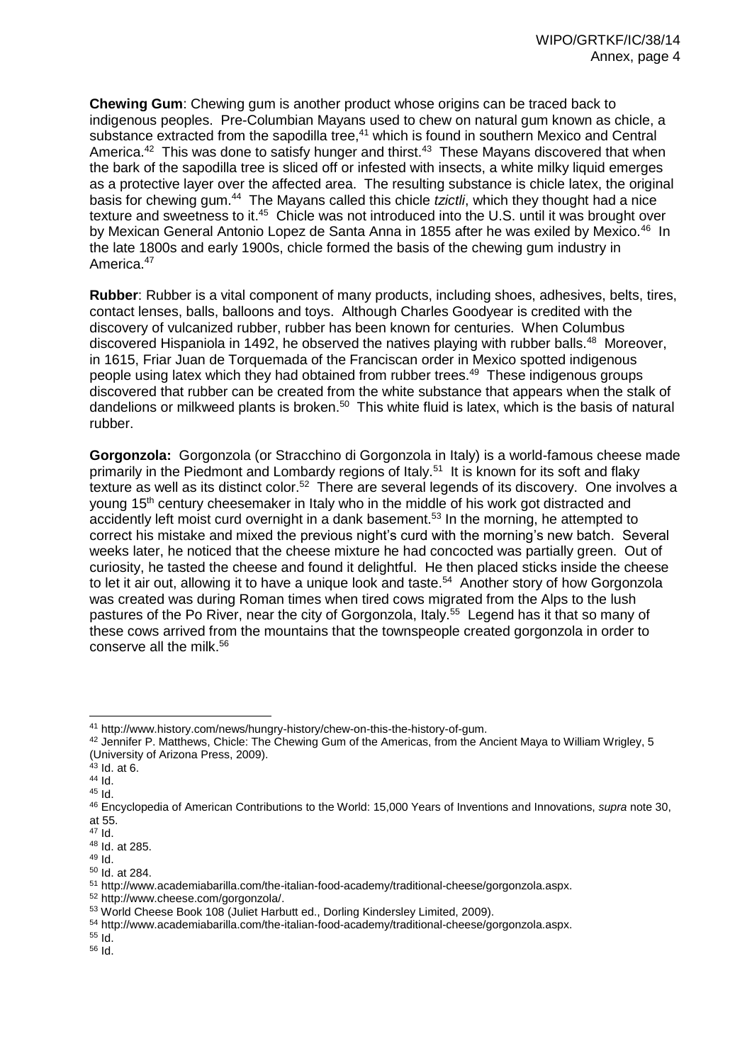**Chewing Gum**: Chewing gum is another product whose origins can be traced back to indigenous peoples. Pre-Columbian Mayans used to chew on natural gum known as chicle, a substance extracted from the sapodilla tree,[41] which is found in southern Mexico and Central America.[42] This was done to satisfy hunger and thirst.[43] These Mayans discovered that when the bark of the sapodilla tree is sliced off or infested with insects, a white milky liquid emerges as a protective layer over the affected area. The resulting substance is chicle latex, the original basis for chewing gum.[44] The Mayans called this chicle *tzictli*, which they thought had a nice texture and sweetness to it.[45] Chicle was not introduced into the U.S. until it was brought over by Mexican General Antonio Lopez de Santa Anna in 1855 after he was exiled by Mexico.[46] In the late 1800s and early 1900s, chicle formed the basis of the chewing gum industry in America.[47]

**Rubber**: Rubber is a vital component of many products, including shoes, adhesives, belts, tires, contact lenses, balls, balloons and toys. Although Charles Goodyear is credited with the discovery of vulcanized rubber, rubber has been known for centuries. When Columbus discovered Hispaniola in 1492, he observed the natives playing with rubber balls.[48] Moreover, in 1615, Friar Juan de Torquemada of the Franciscan order in Mexico spotted indigenous people using latex which they had obtained from rubber trees.[49] These indigenous groups discovered that rubber can be created from the white substance that appears when the stalk of dandelions or milkweed plants is broken.[50] This white fluid is latex, which is the basis of natural rubber.

**Gorgonzola:** Gorgonzola (or Stracchino di Gorgonzola in Italy) is a world-famous cheese made primarily in the Piedmont and Lombardy regions of Italy.[51] It is known for its soft and flaky texture as well as its distinct color.[52] There are several legends of its discovery. One involves a young 15th century cheesemaker in Italy who in the middle of his work got distracted and accidently left moist curd overnight in a dank basement.[53] In the morning, he attempted to correct his mistake and mixed the previous night's curd with the morning's new batch. Several weeks later, he noticed that the cheese mixture he had concocted was partially green. Out of curiosity, he tasted the cheese and found it delightful. He then placed sticks inside the cheese to let it air out, allowing it to have a unique look and taste.[54] Another story of how Gorgonzola was created was during Roman times when tired cows migrated from the Alps to the lush pastures of the Po River, near the city of Gorgonzola, Italy.[55] Legend has it that so many of these cows arrived from the mountains that the townspeople created gorgonzola in order to conserve all the milk.[56]

---

[41] http://www.history.com/news/hungry-history/chew-on-this-the-history-of-gum.
[42] Jennifer P. Matthews, Chicle: The Chewing Gum of the Americas, from the Ancient Maya to William Wrigley, 5 (University of Arizona Press, 2009).
[43] Id. at 6.
[44] Id.
[45] Id.
[46] Encyclopedia of American Contributions to the World: 15,000 Years of Inventions and Innovations, *supra* note 30, at 55.
[47] Id.
[48] Id. at 285.
[49] Id.
[50] Id. at 284.
[51] http://www.academiabarilla.com/the-italian-food-academy/traditional-cheese/gorgonzola.aspx.
[52] http://www.cheese.com/gorgonzola/.
[53] World Cheese Book 108 (Juliet Harbutt ed., Dorling Kindersley Limited, 2009).
[54] http://www.academiabarilla.com/the-italian-food-academy/traditional-cheese/gorgonzola.aspx.
[55] Id.
[56] Id.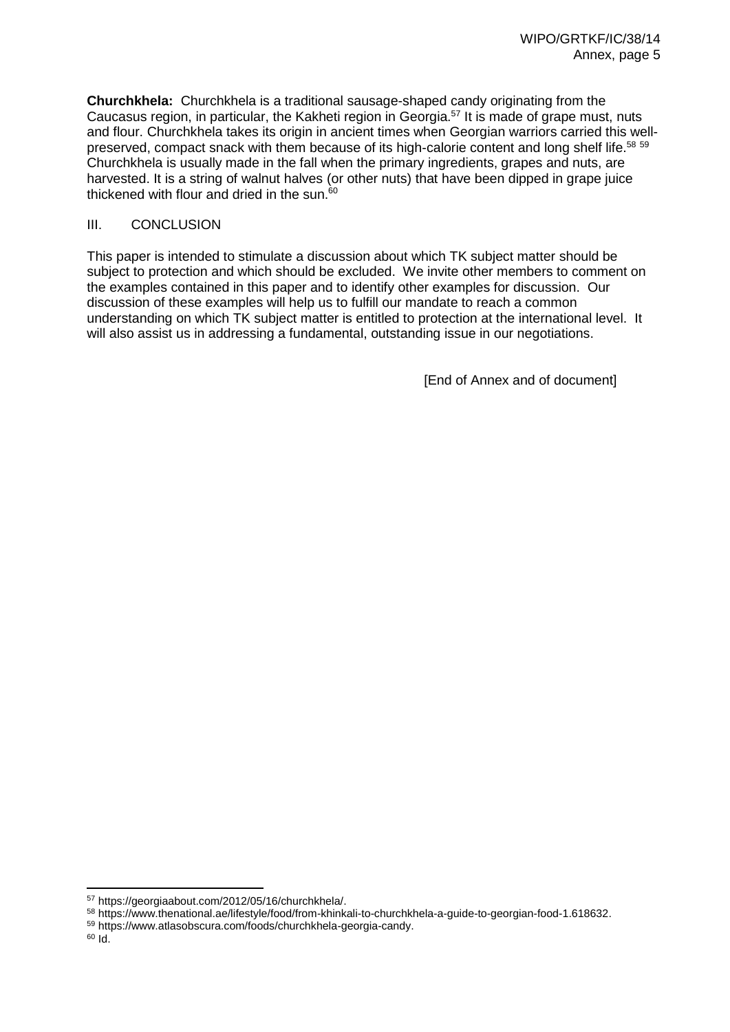**Churchkhela:** Churchkhela is a traditional sausage-shaped candy originating from the Caucasus region, in particular, the Kakheti region in Georgia.[57] It is made of grape must, nuts and flour. Churchkhela takes its origin in ancient times when Georgian warriors carried this well-preserved, compact snack with them because of its high-calorie content and long shelf life.[58] [59] Churchkhela is usually made in the fall when the primary ingredients, grapes and nuts, are harvested. It is a string of walnut halves (or other nuts) that have been dipped in grape juice thickened with flour and dried in the sun.[60]

## III. CONCLUSION

This paper is intended to stimulate a discussion about which TK subject matter should be subject to protection and which should be excluded. We invite other members to comment on the examples contained in this paper and to identify other examples for discussion. Our discussion of these examples will help us to fulfill our mandate to reach a common understanding on which TK subject matter is entitled to protection at the international level. It will also assist us in addressing a fundamental, outstanding issue in our negotiations.

[End of Annex and of document]

---

[57] https://georgiaabout.com/2012/05/16/churchkhela/.

[58] https://www.thenational.ae/lifestyle/food/from-khinkali-to-churchkhela-a-guide-to-georgian-food-1.618632.

[59] https://www.atlasobscura.com/foods/churchkhela-georgia-candy.

[60] Id.